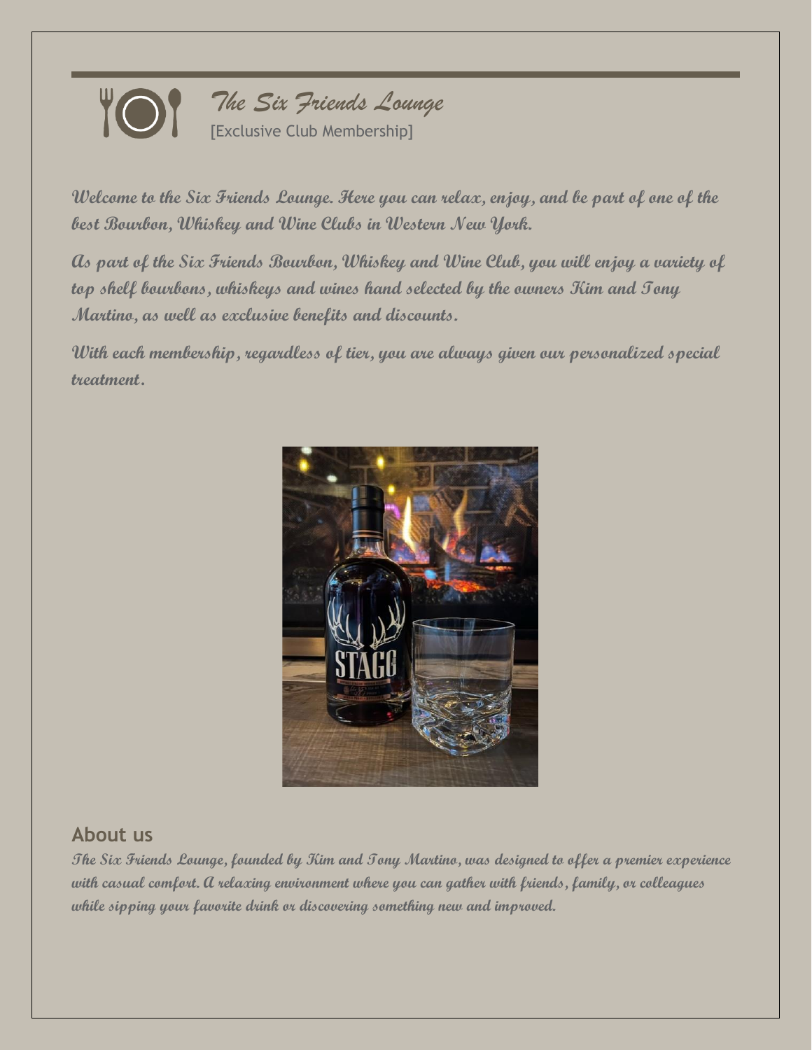# *The Six Friends Lounge*

[Exclusive Club Membership]

*Welcome to the Six Friends Lounge. Here you can relax, enjoy, and be part of one of the best Bourbon, Whiskey and Wine Clubs in Western New York.*

*As part of the Six Friends Bourbon, Whiskey and Wine Club, you will enjoy a variety of top shelf bourbons, whiskeys and wines hand selected by the owners Kim and Tony Martino, as well as exclusive benefits and discounts.*

*With each membership, regardless of tier, you are always given our personalized special treatment.*

## About us

*The Six Friends Lounge, founded by Kim and Tony Martino, was designed to offer a premier experience with casual comfort. A relaxing environment where you can gather with friends, family, or colleagues while sipping your favorite drink or discovering something new and improved.*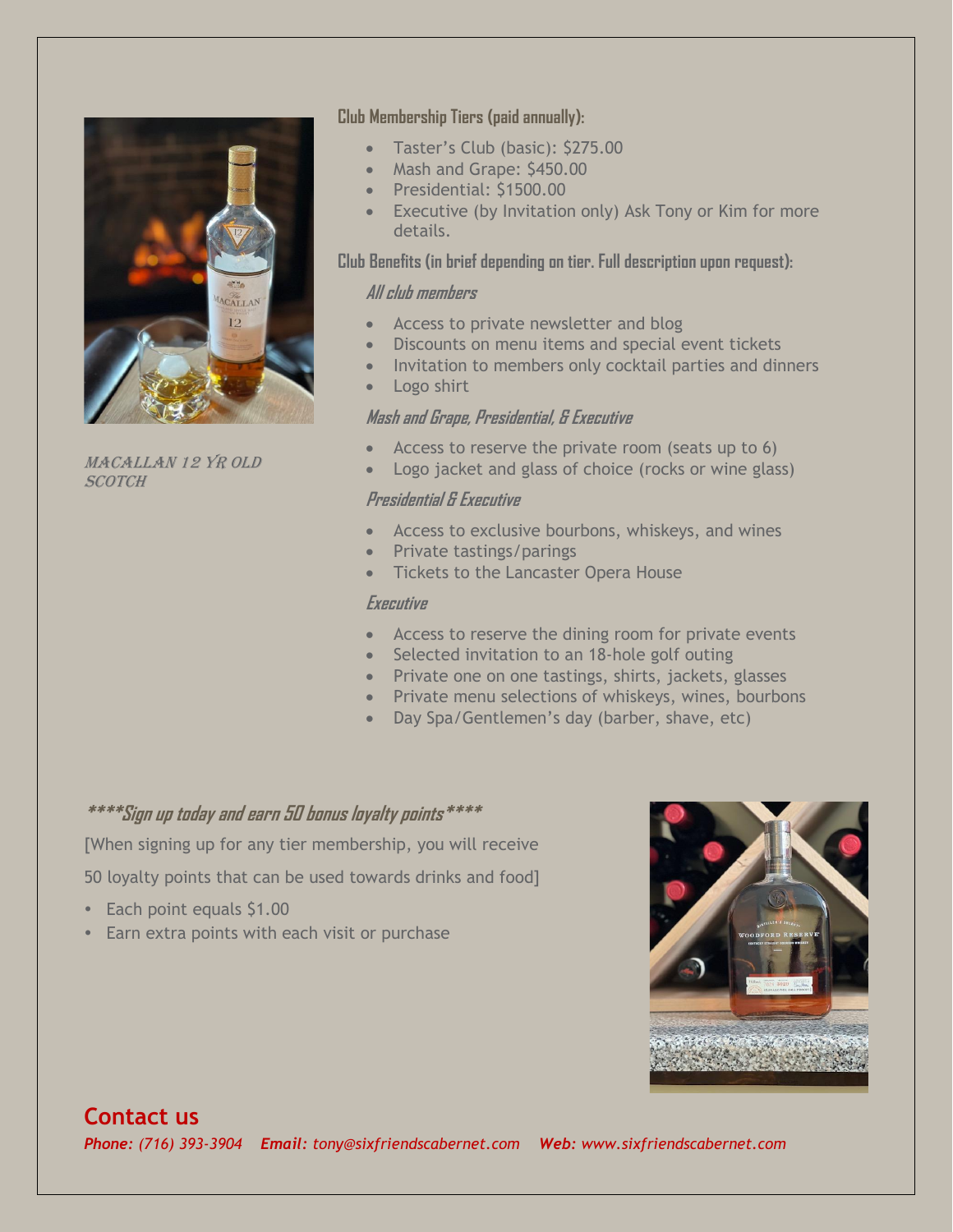MACALLAN 12 YR OLD SCOTCH

**Club Membership Tiers (paid annually):**

- Taster's Club (basic): $275.00
- Mash and Grape: $450.00
- Presidential: $1500.00
- Executive (by Invitation only) Ask Tony or Kim for more details.

**Club Benefits (in brief depending on tier. Full description upon request):**

*All club members*

- Access to private newsletter and blog
- Discounts on menu items and special event tickets
- Invitation to members only cocktail parties and dinners
- Logo shirt

*Mash and Grape, Presidential, & Executive*

- Access to reserve the private room (seats up to 6)
- Logo jacket and glass of choice (rocks or wine glass)

*Presidential & Executive*

- Access to exclusive bourbons, whiskeys, and wines
- Private tastings/parings
- Tickets to the Lancaster Opera House

*Executive*

- Access to reserve the dining room for private events
- Selected invitation to an 18-hole golf outing
- Private one on one tastings, shirts, jackets, glasses
- Private menu selections of whiskeys, wines, bourbons
- Day Spa/Gentlemen's day (barber, shave, etc)

***\*\*\*\*Sign up today and earn 50 bonus loyalty points\*\*\*\****

[When signing up for any tier membership, you will receive 50 loyalty points that can be used towards drinks and food]

- Each point equals $1.00
- Earn extra points with each visit or purchase

## Contact us

***Phone:*** *(716) 393-3904* ***Email:*** *tony@sixfriendscabernet.com* ***Web:*** *www.sixfriendscabernet.com*